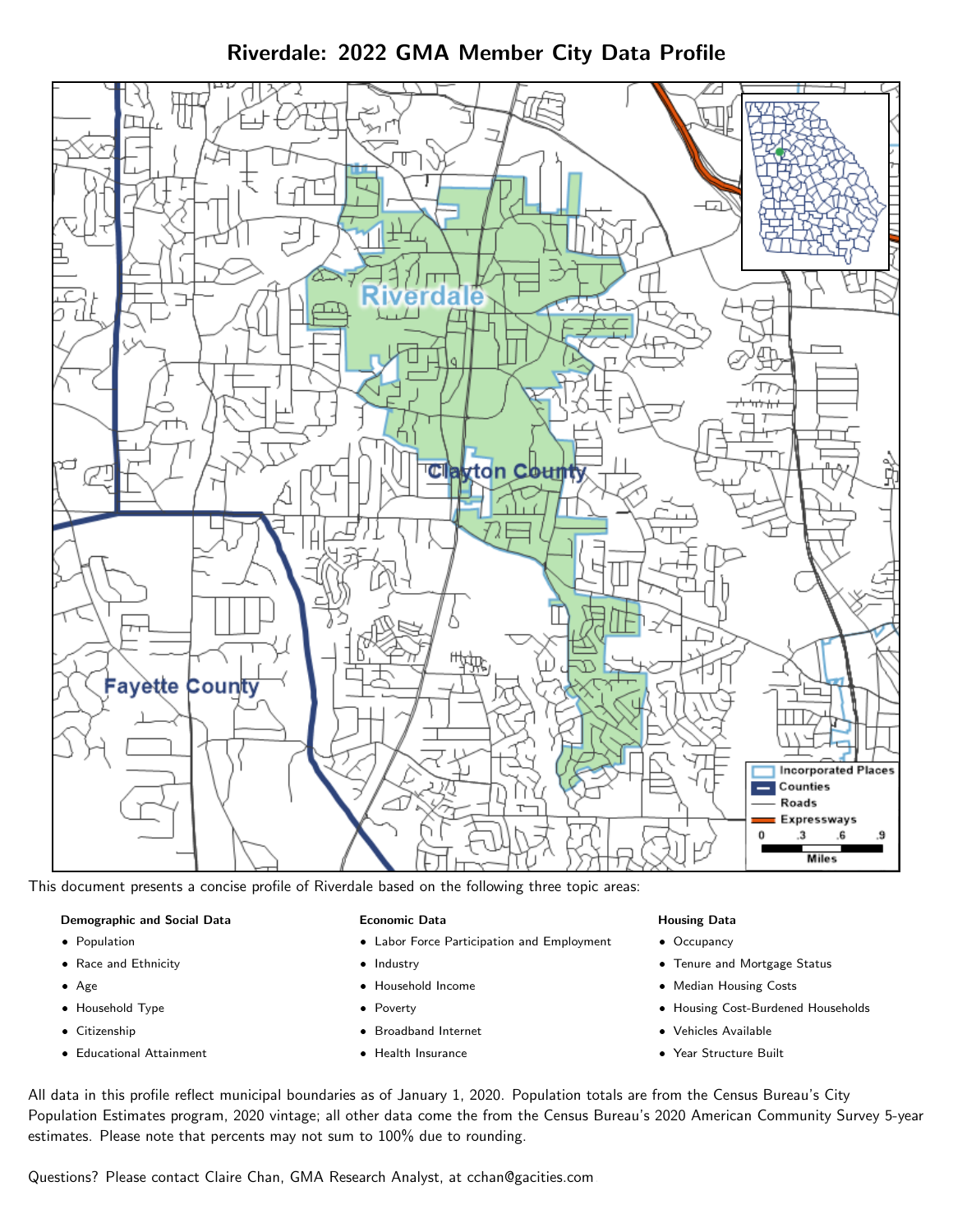# Riverdale: 2022 GMA Member City Data Profile

This document presents a concise profile of Riverdale based on the following three topic areas:

**Demographic and Social Data**

- Population
- Race and Ethnicity
- Age
- Household Type
- Citizenship
- Educational Attainment

**Economic Data**

- Labor Force Participation and Employment
- Industry
- Household Income
- Poverty
- Broadband Internet
- Health Insurance

**Housing Data**

- Occupancy
- Tenure and Mortgage Status
- Median Housing Costs
- Housing Cost-Burdened Households
- Vehicles Available
- Year Structure Built

All data in this profile reflect municipal boundaries as of January 1, 2020. Population totals are from the Census Bureau's City Population Estimates program, 2020 vintage; all other data come the from the Census Bureau's 2020 American Community Survey 5-year estimates. Please note that percents may not sum to 100% due to rounding.

Questions? Please contact Claire Chan, GMA Research Analyst, at cchan@gacities.com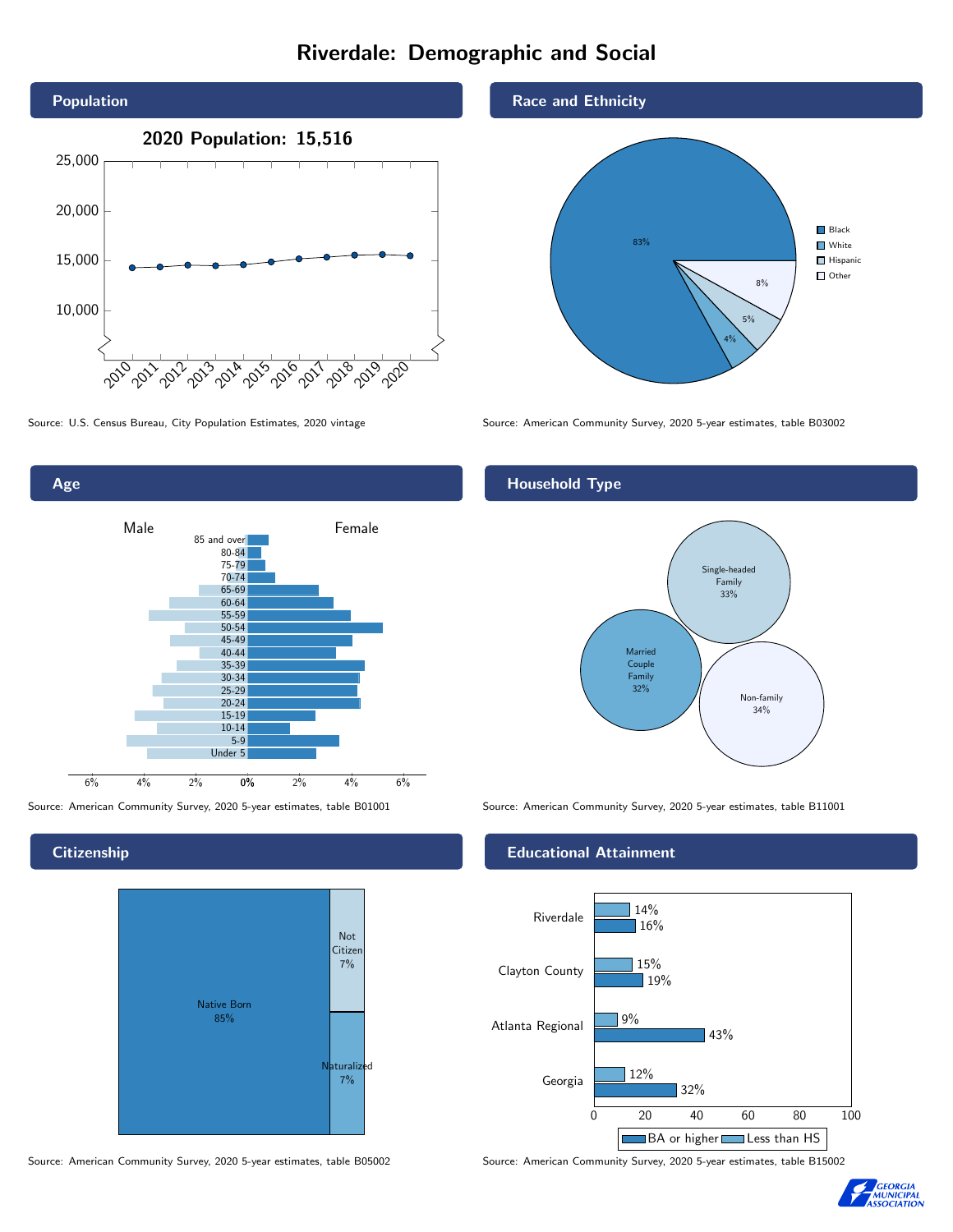# Riverdale: Demographic and Social

## Population

**2020 Population: 15,516**

Source: U.S. Census Bureau, City Population Estimates, 2020 vintage

## Race and Ethnicity

| Race/Ethnicity | Percent |
|---|---|
| Black | 83% |
| White | 4% |
| Hispanic | 5% |
| Other | 8% |

Source: American Community Survey, 2020 5-year estimates, table B03002

## Age

Source: American Community Survey, 2020 5-year estimates, table B01001

## Household Type

| Household Type | Percent |
|---|---|
| Single-headed Family | 33% |
| Married Couple Family | 32% |
| Non-family | 34% |

Source: American Community Survey, 2020 5-year estimates, table B11001

## Citizenship

| Citizenship | Percent |
|---|---|
| Native Born | 85% |
| Not Citizen | 7% |
| Naturalized | 7% |

Source: American Community Survey, 2020 5-year estimates, table B05002

## Educational Attainment

| Area | Less than HS | BA or higher |
|---|---|---|
| Riverdale | 14% | 16% |
| Clayton County | 15% | 19% |
| Atlanta Regional | 9% | 43% |
| Georgia | 12% | 32% |

Source: American Community Survey, 2020 5-year estimates, table B15002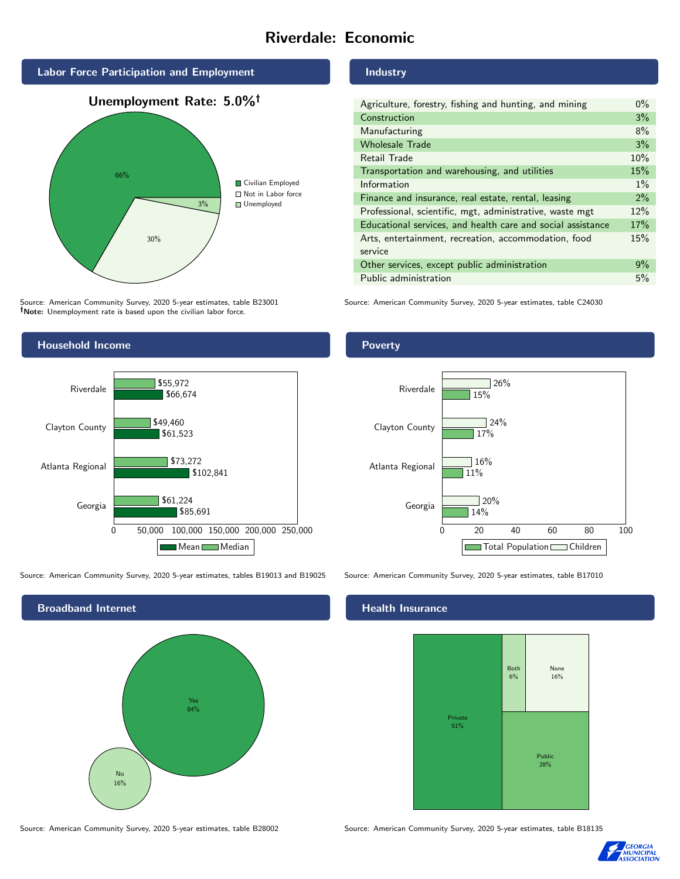# Riverdale: Economic

## Labor Force Participation and Employment

**Unemployment Rate: 5.0%†**

| Category | Percent |
|---|---|
| Civilian Employed | 66% |
| Not in Labor force | 30% |
| Unemployed | 3% |

Source: American Community Survey, 2020 5-year estimates, table B23001
**†Note:** Unemployment rate is based upon the civilian labor force.

## Industry

| Industry | Percent |
|---|---|
| Agriculture, forestry, fishing and hunting, and mining | 0% |
| Construction | 3% |
| Manufacturing | 8% |
| Wholesale Trade | 3% |
| Retail Trade | 10% |
| Transportation and warehousing, and utilities | 15% |
| Information | 1% |
| Finance and insurance, real estate, rental, leasing | 2% |
| Professional, scientific, mgt, administrative, waste mgt | 12% |
| Educational services, and health care and social assistance | 17% |
| Arts, entertainment, recreation, accommodation, food service | 15% |
| Other services, except public administration | 9% |
| Public administration | 5% |

Source: American Community Survey, 2020 5-year estimates, table C24030

## Household Income

| | Median | Mean |
|---|---|---|
| Riverdale | $55,972 | $66,674 |
| Clayton County | $49,460 | $61,523 |
| Atlanta Regional | $73,272 | $102,841 |
| Georgia | $61,224 | $85,691 |

Source: American Community Survey, 2020 5-year estimates, tables B19013 and B19025

## Poverty

| | Children | Total Population |
|---|---|---|
| Riverdale | 26% | 15% |
| Clayton County | 24% | 17% |
| Atlanta Regional | 16% | 11% |
| Georgia | 20% | 14% |

Source: American Community Survey, 2020 5-year estimates, table B17010

## Broadband Internet

| | Percent |
|---|---|
| Yes | 84% |
| No | 16% |

Source: American Community Survey, 2020 5-year estimates, table B28002

## Health Insurance

| | Percent |
|---|---|
| Private | 51% |
| Public | 28% |
| Both | 6% |
| None | 16% |

Source: American Community Survey, 2020 5-year estimates, table B18135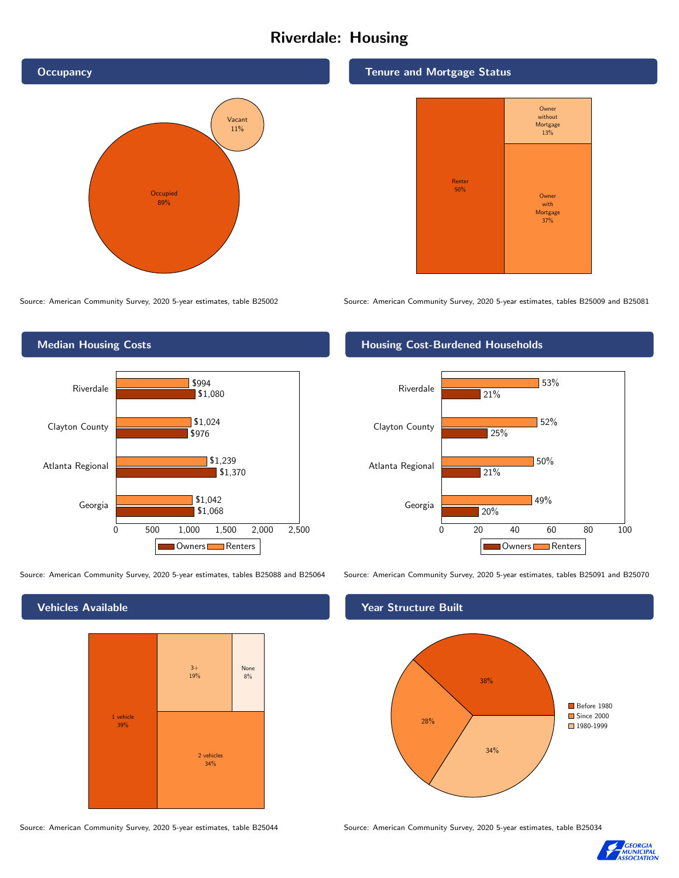# Riverdale: Housing

## Occupancy

Vacant
11%

Occupied
89%

Source: American Community Survey, 2020 5-year estimates, table B25002

## Tenure and Mortgage Status

Renter
50%

Owner without Mortgage
13%

Owner with Mortgage
37%

Source: American Community Survey, 2020 5-year estimates, tables B25009 and B25081

## Median Housing Costs

Riverdale: $994, $1,080

Clayton County: $1,024, $976

Atlanta Regional: $1,239, $1,370

Georgia: $1,042, $1,068

0, 500, 1,000, 1,500, 2,000, 2,500

Owners, Renters

Source: American Community Survey, 2020 5-year estimates, tables B25088 and B25064

## Housing Cost-Burdened Households

Riverdale: 53%, 21%

Clayton County: 52%, 25%

Atlanta Regional: 50%, 21%

Georgia: 49%, 20%

0, 20, 40, 60, 80, 100

Owners, Renters

Source: American Community Survey, 2020 5-year estimates, tables B25091 and B25070

## Vehicles Available

1 vehicle
39%

3+
19%

None
8%

2 vehicles
34%

Source: American Community Survey, 2020 5-year estimates, table B25044

## Year Structure Built

38%

28%

34%

Before 1980
Since 2000
1980-1999

Source: American Community Survey, 2020 5-year estimates, table B25034